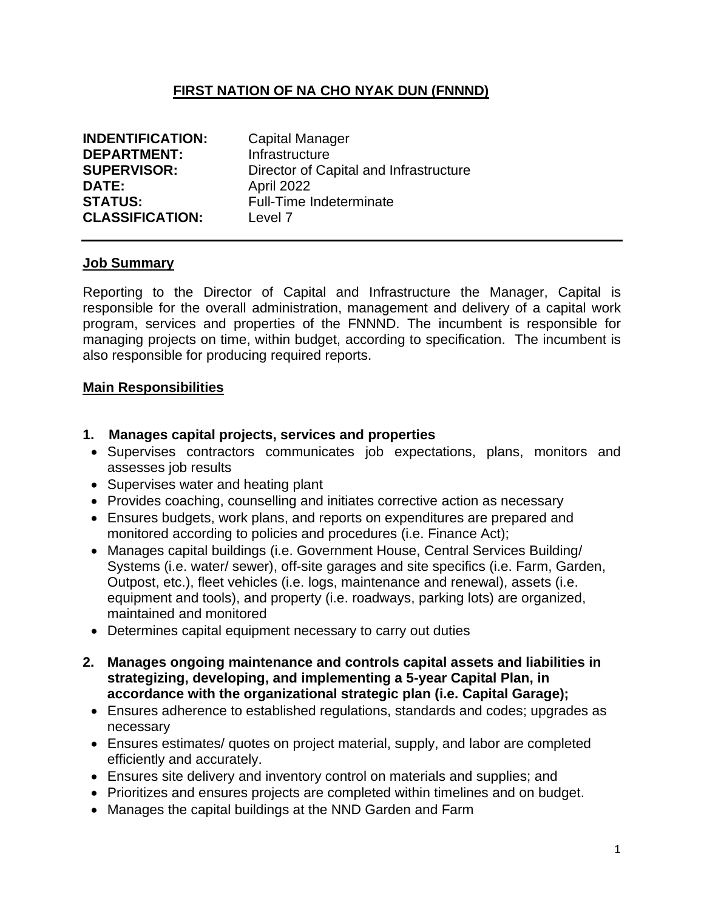# FIRST NATION OF NA CHO NYAK DUN (FNNND)

| | |
|---|---|
| **INDENTIFICATION:** | Capital Manager |
| **DEPARTMENT:** | Infrastructure |
| **SUPERVISOR:** | Director of Capital and Infrastructure |
| **DATE:** | April 2022 |
| **STATUS:** | Full-Time Indeterminate |
| **CLASSIFICATION:** | Level 7 |

---

## Job Summary

Reporting to the Director of Capital and Infrastructure the Manager, Capital is responsible for the overall administration, management and delivery of a capital work program, services and properties of the FNNND. The incumbent is responsible for managing projects on time, within budget, according to specification. The incumbent is also responsible for producing required reports.

## Main Responsibilities

1. **Manages capital projects, services and properties**
   - Supervises contractors communicates job expectations, plans, monitors and assesses job results
   - Supervises water and heating plant
   - Provides coaching, counselling and initiates corrective action as necessary
   - Ensures budgets, work plans, and reports on expenditures are prepared and monitored according to policies and procedures (i.e. Finance Act);
   - Manages capital buildings (i.e. Government House, Central Services Building/ Systems (i.e. water/ sewer), off-site garages and site specifics (i.e. Farm, Garden, Outpost, etc.), fleet vehicles (i.e. logs, maintenance and renewal), assets (i.e. equipment and tools), and property (i.e. roadways, parking lots) are organized, maintained and monitored
   - Determines capital equipment necessary to carry out duties

2. **Manages ongoing maintenance and controls capital assets and liabilities in strategizing, developing, and implementing a 5-year Capital Plan, in accordance with the organizational strategic plan (i.e. Capital Garage);**
   - Ensures adherence to established regulations, standards and codes; upgrades as necessary
   - Ensures estimates/ quotes on project material, supply, and labor are completed efficiently and accurately.
   - Ensures site delivery and inventory control on materials and supplies; and
   - Prioritizes and ensures projects are completed within timelines and on budget.
   - Manages the capital buildings at the NND Garden and Farm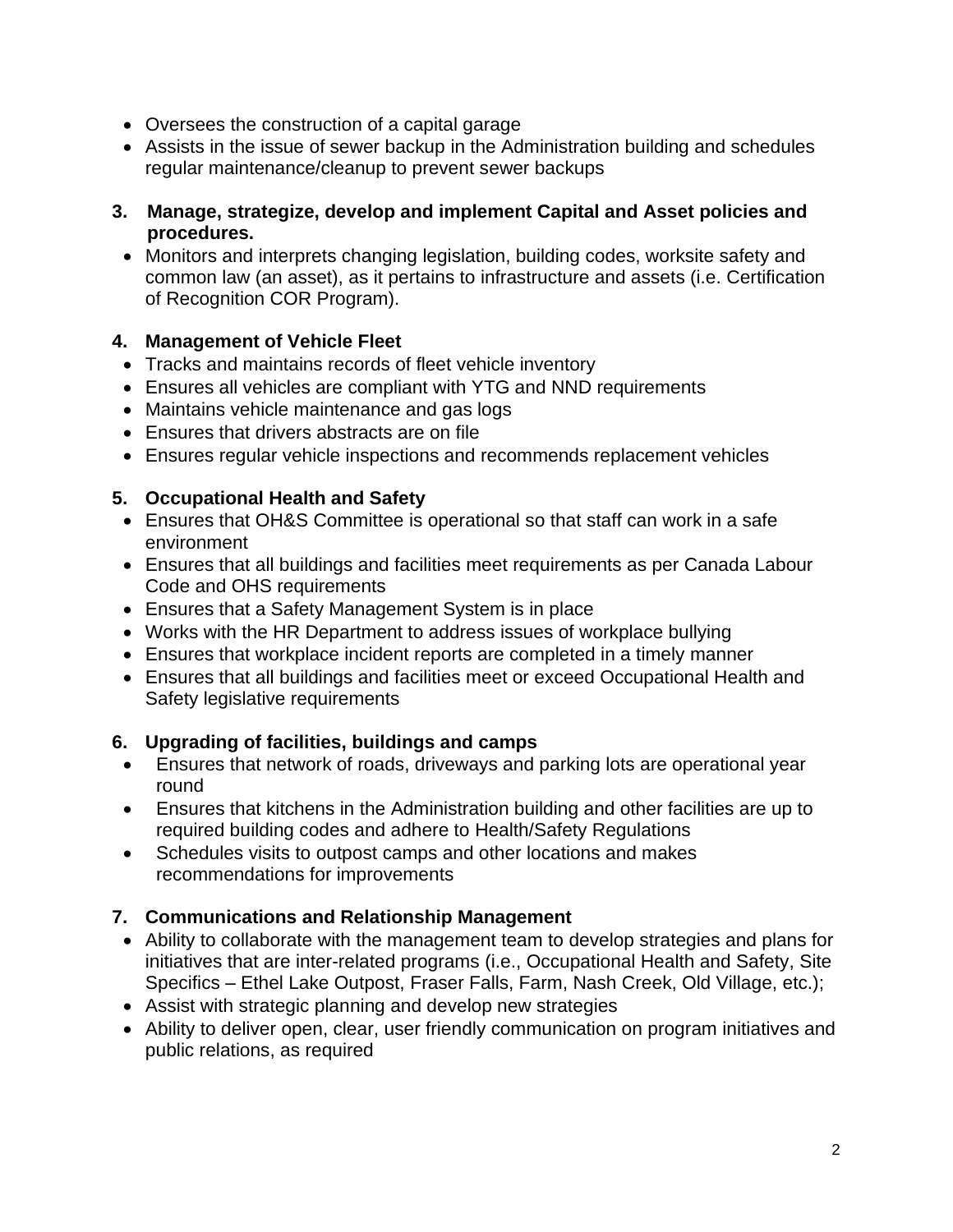- Oversees the construction of a capital garage
- Assists in the issue of sewer backup in the Administration building and schedules regular maintenance/cleanup to prevent sewer backups

**3. Manage, strategize, develop and implement Capital and Asset policies and procedures.**

- Monitors and interprets changing legislation, building codes, worksite safety and common law (an asset), as it pertains to infrastructure and assets (i.e. Certification of Recognition COR Program).

**4. Management of Vehicle Fleet**

- Tracks and maintains records of fleet vehicle inventory
- Ensures all vehicles are compliant with YTG and NND requirements
- Maintains vehicle maintenance and gas logs
- Ensures that drivers abstracts are on file
- Ensures regular vehicle inspections and recommends replacement vehicles

**5. Occupational Health and Safety**

- Ensures that OH&S Committee is operational so that staff can work in a safe environment
- Ensures that all buildings and facilities meet requirements as per Canada Labour Code and OHS requirements
- Ensures that a Safety Management System is in place
- Works with the HR Department to address issues of workplace bullying
- Ensures that workplace incident reports are completed in a timely manner
- Ensures that all buildings and facilities meet or exceed Occupational Health and Safety legislative requirements

**6. Upgrading of facilities, buildings and camps**

- Ensures that network of roads, driveways and parking lots are operational year round
- Ensures that kitchens in the Administration building and other facilities are up to required building codes and adhere to Health/Safety Regulations
- Schedules visits to outpost camps and other locations and makes recommendations for improvements

**7. Communications and Relationship Management**

- Ability to collaborate with the management team to develop strategies and plans for initiatives that are inter-related programs (i.e., Occupational Health and Safety, Site Specifics – Ethel Lake Outpost, Fraser Falls, Farm, Nash Creek, Old Village, etc.);
- Assist with strategic planning and develop new strategies
- Ability to deliver open, clear, user friendly communication on program initiatives and public relations, as required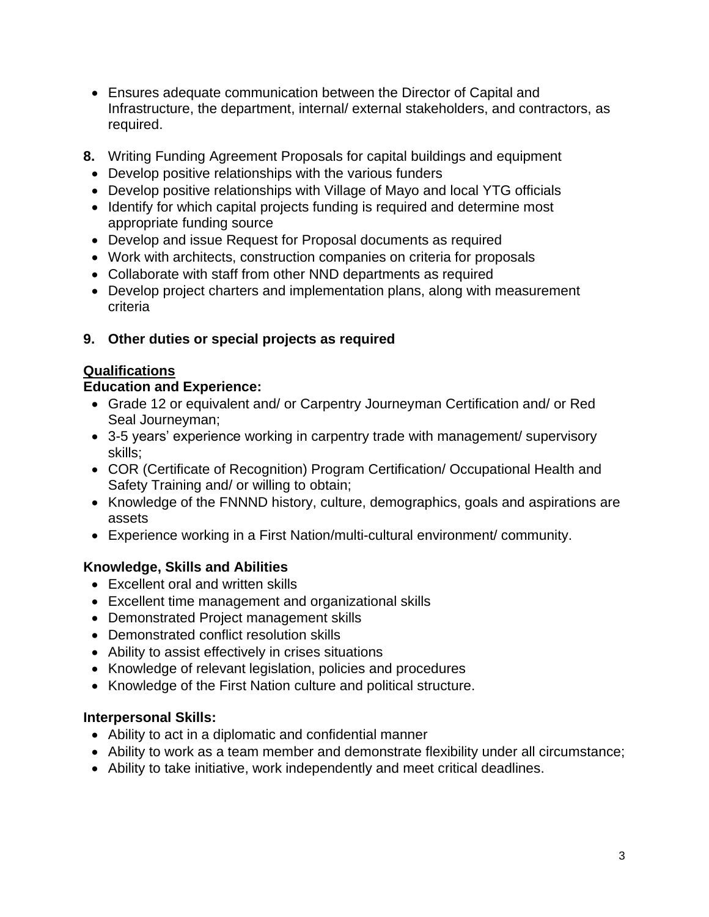- Ensures adequate communication between the Director of Capital and Infrastructure, the department, internal/ external stakeholders, and contractors, as required.

**8.** Writing Funding Agreement Proposals for capital buildings and equipment

- Develop positive relationships with the various funders
- Develop positive relationships with Village of Mayo and local YTG officials
- Identify for which capital projects funding is required and determine most appropriate funding source
- Develop and issue Request for Proposal documents as required
- Work with architects, construction companies on criteria for proposals
- Collaborate with staff from other NND departments as required
- Develop project charters and implementation plans, along with measurement criteria

**9. Other duties or special projects as required**

## <u>Qualifications</u>

### Education and Experience:

- Grade 12 or equivalent and/ or Carpentry Journeyman Certification and/ or Red Seal Journeyman;
- 3-5 years' experience working in carpentry trade with management/ supervisory skills;
- COR (Certificate of Recognition) Program Certification/ Occupational Health and Safety Training and/ or willing to obtain;
- Knowledge of the FNNND history, culture, demographics, goals and aspirations are assets
- Experience working in a First Nation/multi-cultural environment/ community.

### Knowledge, Skills and Abilities

- Excellent oral and written skills
- Excellent time management and organizational skills
- Demonstrated Project management skills
- Demonstrated conflict resolution skills
- Ability to assist effectively in crises situations
- Knowledge of relevant legislation, policies and procedures
- Knowledge of the First Nation culture and political structure.

### Interpersonal Skills:

- Ability to act in a diplomatic and confidential manner
- Ability to work as a team member and demonstrate flexibility under all circumstance;
- Ability to take initiative, work independently and meet critical deadlines.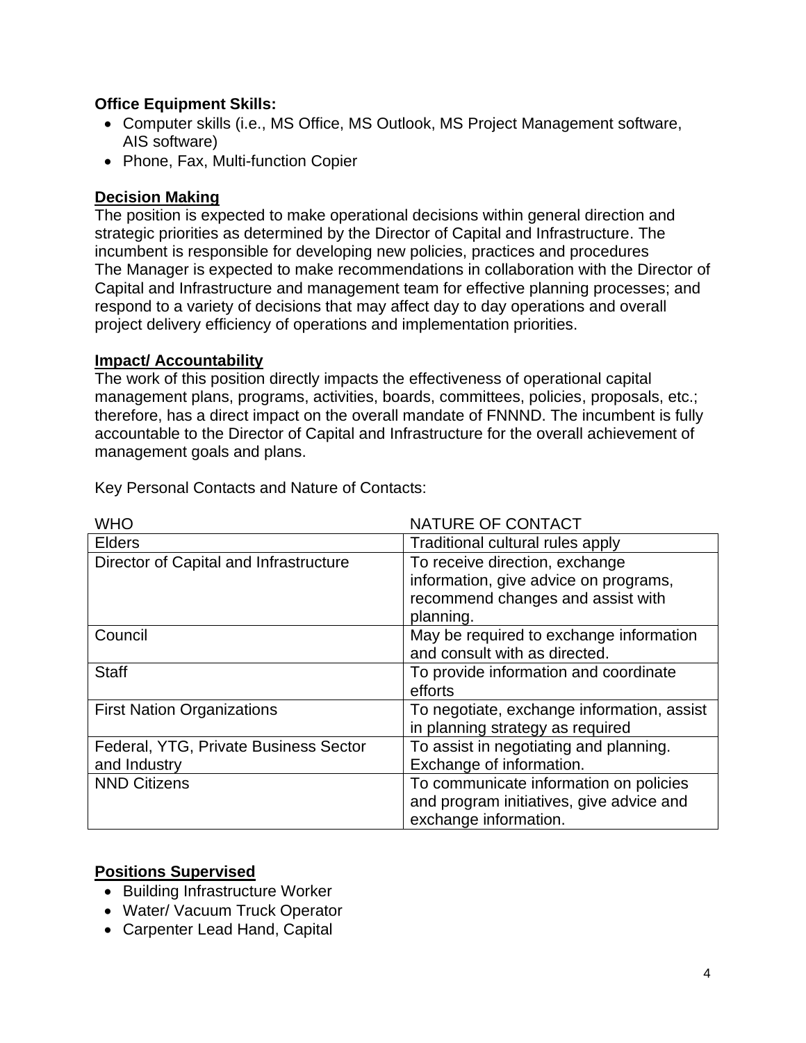**Office Equipment Skills:**

- Computer skills (i.e., MS Office, MS Outlook, MS Project Management software, AIS software)
- Phone, Fax, Multi-function Copier

## Decision Making

The position is expected to make operational decisions within general direction and strategic priorities as determined by the Director of Capital and Infrastructure. The incumbent is responsible for developing new policies, practices and procedures
The Manager is expected to make recommendations in collaboration with the Director of Capital and Infrastructure and management team for effective planning processes; and respond to a variety of decisions that may affect day to day operations and overall project delivery efficiency of operations and implementation priorities.

## Impact/ Accountability

The work of this position directly impacts the effectiveness of operational capital management plans, programs, activities, boards, committees, policies, proposals, etc.; therefore, has a direct impact on the overall mandate of FNNND. The incumbent is fully accountable to the Director of Capital and Infrastructure for the overall achievement of management goals and plans.

Key Personal Contacts and Nature of Contacts:

| WHO | NATURE OF CONTACT |
|---|---|
| Elders | Traditional cultural rules apply |
| Director of Capital and Infrastructure | To receive direction, exchange information, give advice on programs, recommend changes and assist with planning. |
| Council | May be required to exchange information and consult with as directed. |
| Staff | To provide information and coordinate efforts |
| First Nation Organizations | To negotiate, exchange information, assist in planning strategy as required |
| Federal, YTG, Private Business Sector and Industry | To assist in negotiating and planning. Exchange of information. |
| NND Citizens | To communicate information on policies and program initiatives, give advice and exchange information. |

## Positions Supervised

- Building Infrastructure Worker
- Water/ Vacuum Truck Operator
- Carpenter Lead Hand, Capital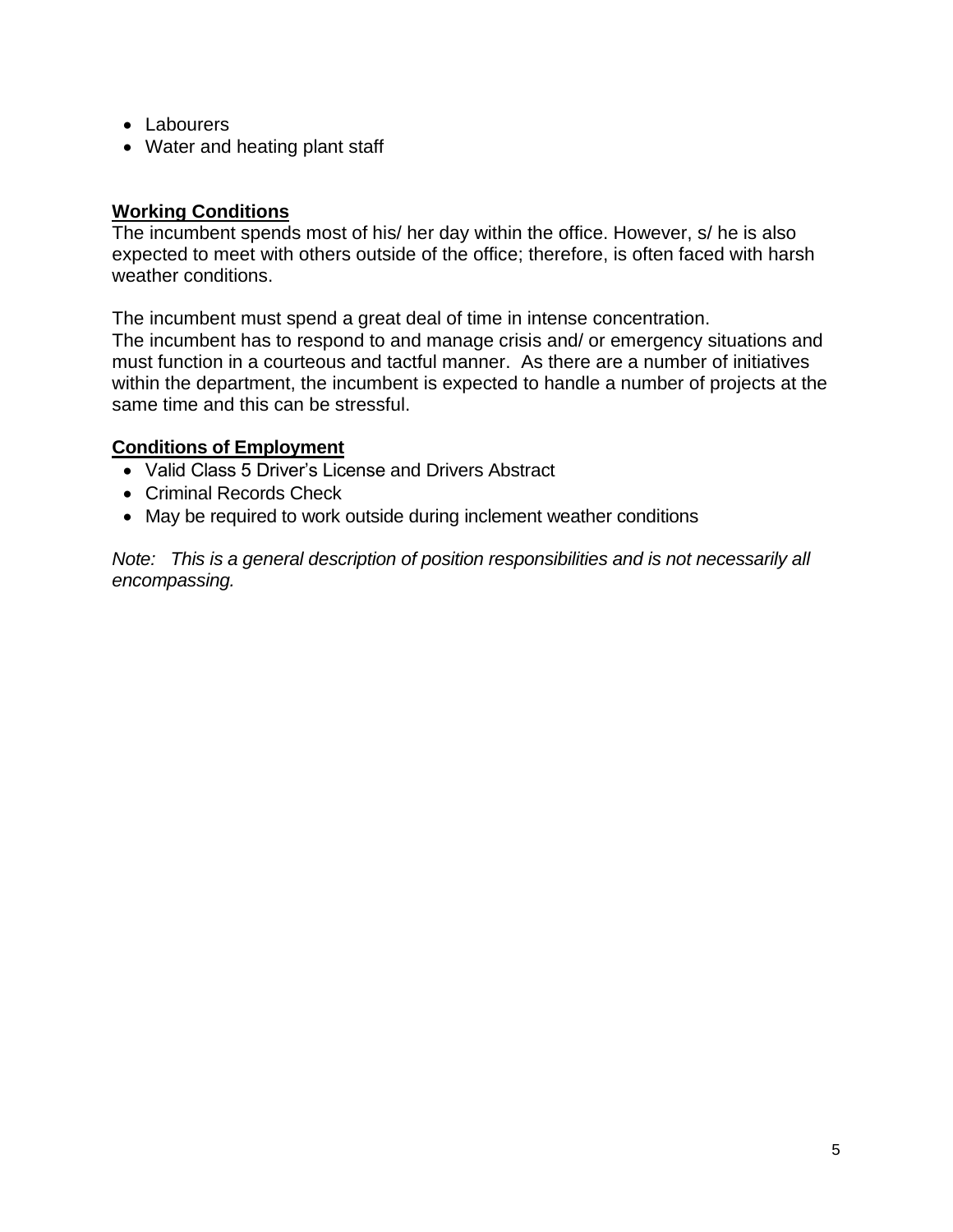- Labourers
- Water and heating plant staff

**Working Conditions**

The incumbent spends most of his/ her day within the office. However, s/ he is also expected to meet with others outside of the office; therefore, is often faced with harsh weather conditions.

The incumbent must spend a great deal of time in intense concentration.
The incumbent has to respond to and manage crisis and/ or emergency situations and must function in a courteous and tactful manner. As there are a number of initiatives within the department, the incumbent is expected to handle a number of projects at the same time and this can be stressful.

**Conditions of Employment**

- Valid Class 5 Driver's License and Drivers Abstract
- Criminal Records Check
- May be required to work outside during inclement weather conditions

*Note: This is a general description of position responsibilities and is not necessarily all encompassing.*